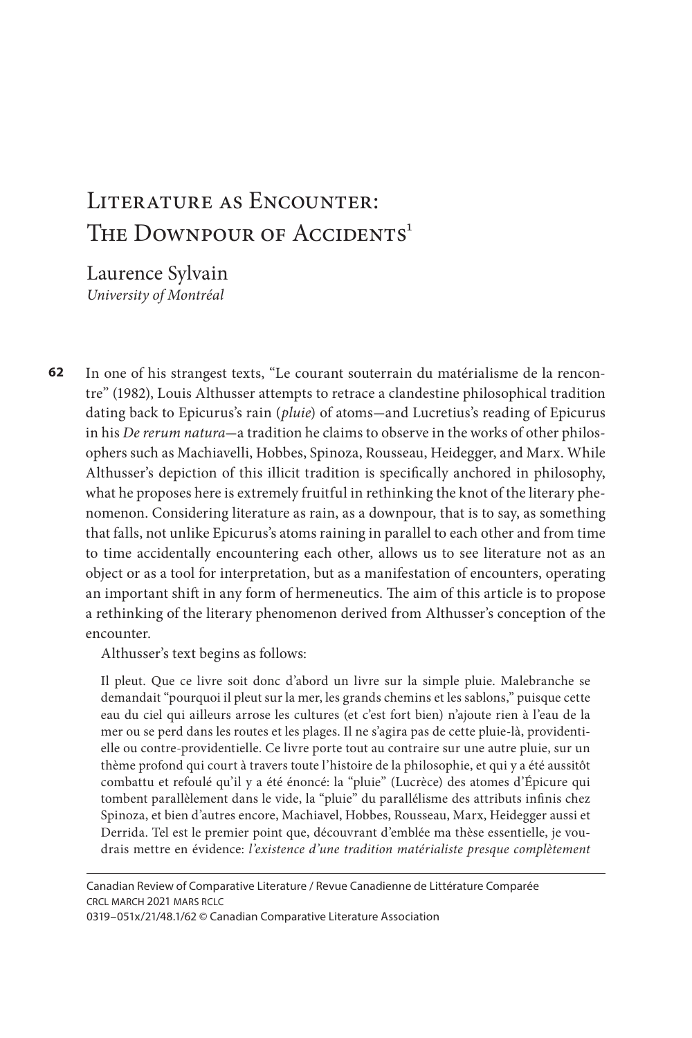# Literature as Encounter: The Downpour of Accidents[1]

Laurence Sylvain
*University of Montréal*

In one of his strangest texts, "Le courant souterrain du matérialisme de la rencontre" (1982), Louis Althusser attempts to retrace a clandestine philosophical tradition dating back to Epicurus's rain (*pluie*) of atoms—and Lucretius's reading of Epicurus in his *De rerum natura*—a tradition he claims to observe in the works of other philosophers such as Machiavelli, Hobbes, Spinoza, Rousseau, Heidegger, and Marx. While Althusser's depiction of this illicit tradition is specifically anchored in philosophy, what he proposes here is extremely fruitful in rethinking the knot of the literary phenomenon. Considering literature as rain, as a downpour, that is to say, as something that falls, not unlike Epicurus's atoms raining in parallel to each other and from time to time accidentally encountering each other, allows us to see literature not as an object or as a tool for interpretation, but as a manifestation of encounters, operating an important shift in any form of hermeneutics. The aim of this article is to propose a rethinking of the literary phenomenon derived from Althusser's conception of the encounter.

Althusser's text begins as follows:

> Il pleut. Que ce livre soit donc d'abord un livre sur la simple pluie. Malebranche se demandait "pourquoi il pleut sur la mer, les grands chemins et les sablons," puisque cette eau du ciel qui ailleurs arrose les cultures (et c'est fort bien) n'ajoute rien à l'eau de la mer ou se perd dans les routes et les plages. Il ne s'agira pas de cette pluie-là, providentielle ou contre-providentielle. Ce livre porte tout au contraire sur une autre pluie, sur un thème profond qui court à travers toute l'histoire de la philosophie, et qui y a été aussitôt combattu et refoulé qu'il y a été énoncé: la "pluie" (Lucrèce) des atomes d'Épicure qui tombent parallèlement dans le vide, la "pluie" du parallélisme des attributs infinis chez Spinoza, et bien d'autres encore, Machiavel, Hobbes, Rousseau, Marx, Heidegger aussi et Derrida. Tel est le premier point que, découvrant d'emblée ma thèse essentielle, je voudrais mettre en évidence: *l'existence d'une tradition matérialiste presque complètement*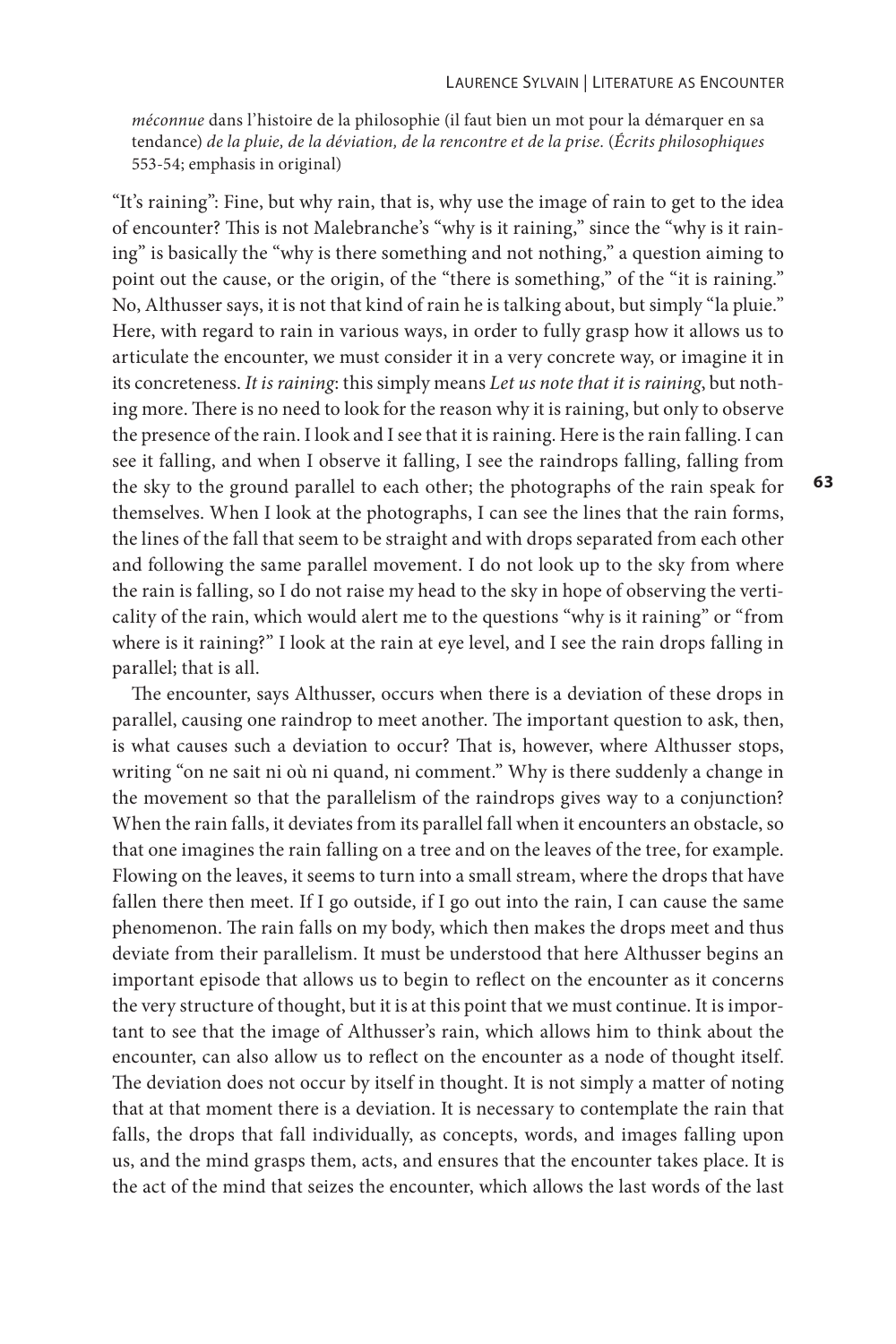*méconnue* dans l'histoire de la philosophie (il faut bien un mot pour la démarquer en sa tendance) *de la pluie, de la déviation, de la rencontre et de la prise.* (*Écrits philosophiques* 553-54; emphasis in original)

"It's raining": Fine, but why rain, that is, why use the image of rain to get to the idea of encounter? This is not Malebranche's "why is it raining," since the "why is it raining" is basically the "why is there something and not nothing," a question aiming to point out the cause, or the origin, of the "there is something," of the "it is raining." No, Althusser says, it is not that kind of rain he is talking about, but simply "la pluie." Here, with regard to rain in various ways, in order to fully grasp how it allows us to articulate the encounter, we must consider it in a very concrete way, or imagine it in its concreteness. *It is raining*: this simply means *Let us note that it is raining*, but nothing more. There is no need to look for the reason why it is raining, but only to observe the presence of the rain. I look and I see that it is raining. Here is the rain falling. I can see it falling, and when I observe it falling, I see the raindrops falling, falling from the sky to the ground parallel to each other; the photographs of the rain speak for themselves. When I look at the photographs, I can see the lines that the rain forms, the lines of the fall that seem to be straight and with drops separated from each other and following the same parallel movement. I do not look up to the sky from where the rain is falling, so I do not raise my head to the sky in hope of observing the verticality of the rain, which would alert me to the questions "why is it raining" or "from where is it raining?" I look at the rain at eye level, and I see the rain drops falling in parallel; that is all.

The encounter, says Althusser, occurs when there is a deviation of these drops in parallel, causing one raindrop to meet another. The important question to ask, then, is what causes such a deviation to occur? That is, however, where Althusser stops, writing "on ne sait ni où ni quand, ni comment." Why is there suddenly a change in the movement so that the parallelism of the raindrops gives way to a conjunction? When the rain falls, it deviates from its parallel fall when it encounters an obstacle, so that one imagines the rain falling on a tree and on the leaves of the tree, for example. Flowing on the leaves, it seems to turn into a small stream, where the drops that have fallen there then meet. If I go outside, if I go out into the rain, I can cause the same phenomenon. The rain falls on my body, which then makes the drops meet and thus deviate from their parallelism. It must be understood that here Althusser begins an important episode that allows us to begin to reflect on the encounter as it concerns the very structure of thought, but it is at this point that we must continue. It is important to see that the image of Althusser's rain, which allows him to think about the encounter, can also allow us to reflect on the encounter as a node of thought itself. The deviation does not occur by itself in thought. It is not simply a matter of noting that at that moment there is a deviation. It is necessary to contemplate the rain that falls, the drops that fall individually, as concepts, words, and images falling upon us, and the mind grasps them, acts, and ensures that the encounter takes place. It is the act of the mind that seizes the encounter, which allows the last words of the last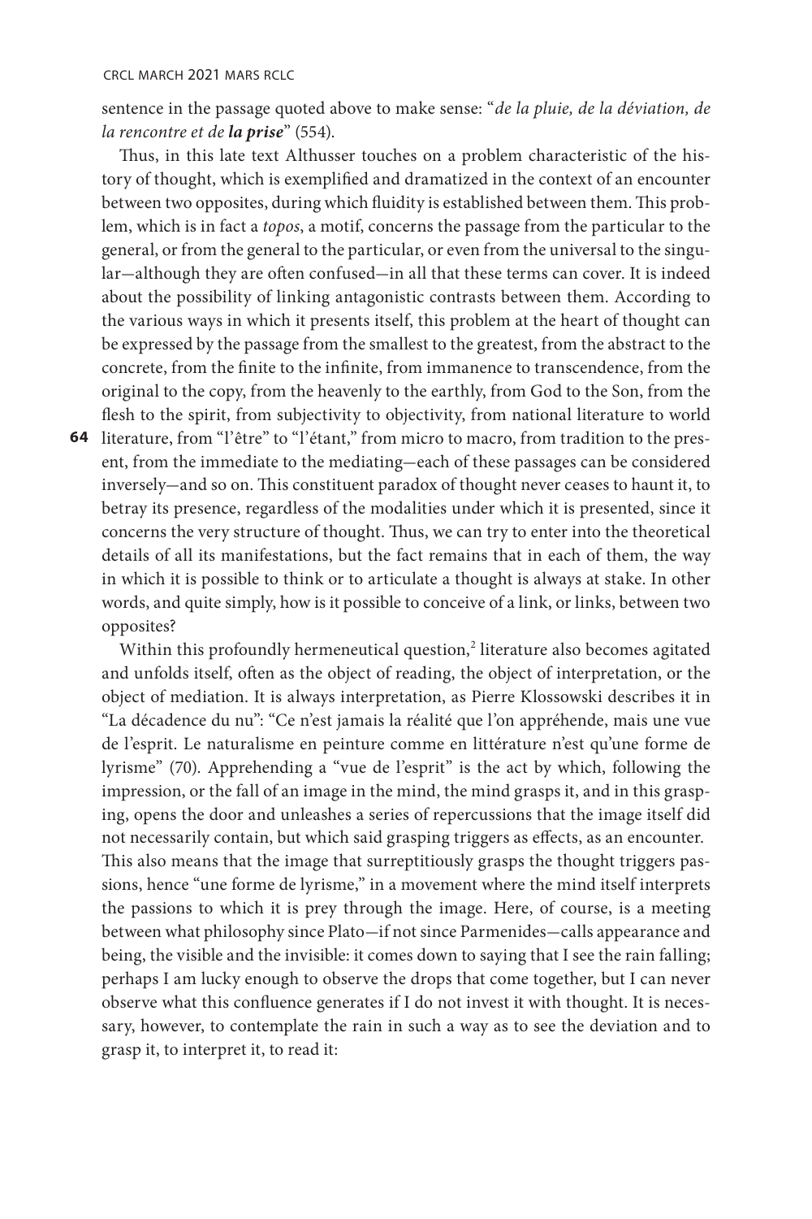sentence in the passage quoted above to make sense: "*de la pluie, de la déviation, de la rencontre et de **la prise***" (554).

Thus, in this late text Althusser touches on a problem characteristic of the history of thought, which is exemplified and dramatized in the context of an encounter between two opposites, during which fluidity is established between them. This problem, which is in fact a *topos*, a motif, concerns the passage from the particular to the general, or from the general to the particular, or even from the universal to the singular—although they are often confused—in all that these terms can cover. It is indeed about the possibility of linking antagonistic contrasts between them. According to the various ways in which it presents itself, this problem at the heart of thought can be expressed by the passage from the smallest to the greatest, from the abstract to the concrete, from the finite to the infinite, from immanence to transcendence, from the original to the copy, from the heavenly to the earthly, from God to the Son, from the flesh to the spirit, from subjectivity to objectivity, from national literature to world literature, from "l'être" to "l'étant," from micro to macro, from tradition to the present, from the immediate to the mediating—each of these passages can be considered inversely—and so on. This constituent paradox of thought never ceases to haunt it, to betray its presence, regardless of the modalities under which it is presented, since it concerns the very structure of thought. Thus, we can try to enter into the theoretical details of all its manifestations, but the fact remains that in each of them, the way in which it is possible to think or to articulate a thought is always at stake. In other words, and quite simply, how is it possible to conceive of a link, or links, between two opposites?

Within this profoundly hermeneutical question,[2] literature also becomes agitated and unfolds itself, often as the object of reading, the object of interpretation, or the object of mediation. It is always interpretation, as Pierre Klossowski describes it in "La décadence du nu": "Ce n'est jamais la réalité que l'on appréhende, mais une vue de l'esprit. Le naturalisme en peinture comme en littérature n'est qu'une forme de lyrisme" (70). Apprehending a "vue de l'esprit" is the act by which, following the impression, or the fall of an image in the mind, the mind grasps it, and in this grasping, opens the door and unleashes a series of repercussions that the image itself did not necessarily contain, but which said grasping triggers as effects, as an encounter. This also means that the image that surreptitiously grasps the thought triggers passions, hence "une forme de lyrisme," in a movement where the mind itself interprets the passions to which it is prey through the image. Here, of course, is a meeting between what philosophy since Plato—if not since Parmenides—calls appearance and being, the visible and the invisible: it comes down to saying that I see the rain falling; perhaps I am lucky enough to observe the drops that come together, but I can never observe what this confluence generates if I do not invest it with thought. It is necessary, however, to contemplate the rain in such a way as to see the deviation and to grasp it, to interpret it, to read it: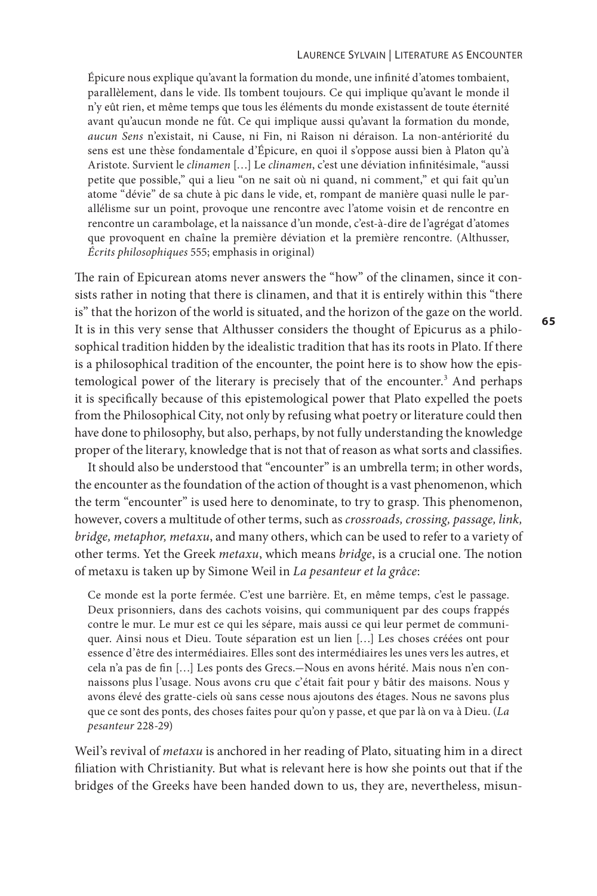> Épicure nous explique qu'avant la formation du monde, une infinité d'atomes tombaient, parallèlement, dans le vide. Ils tombent toujours. Ce qui implique qu'avant le monde il n'y eût rien, et même temps que tous les éléments du monde existassent de toute éternité avant qu'aucun monde ne fût. Ce qui implique aussi qu'avant la formation du monde, *aucun Sens* n'existait, ni Cause, ni Fin, ni Raison ni déraison. La non-antériorité du sens est une thèse fondamentale d'Épicure, en quoi il s'oppose aussi bien à Platon qu'à Aristote. Survient le *clinamen* […] Le *clinamen*, c'est une déviation infinitésimale, "aussi petite que possible," qui a lieu "on ne sait où ni quand, ni comment," et qui fait qu'un atome "dévie" de sa chute à pic dans le vide, et, rompant de manière quasi nulle le parallélisme sur un point, provoque une rencontre avec l'atome voisin et de rencontre en rencontre un carambolage, et la naissance d'un monde, c'est-à-dire de l'agrégat d'atomes que provoquent en chaîne la première déviation et la première rencontre. (Althusser, *Écrits philosophiques* 555; emphasis in original)

The rain of Epicurean atoms never answers the "how" of the clinamen, since it consists rather in noting that there is clinamen, and that it is entirely within this "there is" that the horizon of the world is situated, and the horizon of the gaze on the world. It is in this very sense that Althusser considers the thought of Epicurus as a philosophical tradition hidden by the idealistic tradition that has its roots in Plato. If there is a philosophical tradition of the encounter, the point here is to show how the epistemological power of the literary is precisely that of the encounter.[3] And perhaps it is specifically because of this epistemological power that Plato expelled the poets from the Philosophical City, not only by refusing what poetry or literature could then have done to philosophy, but also, perhaps, by not fully understanding the knowledge proper of the literary, knowledge that is not that of reason as what sorts and classifies.

It should also be understood that "encounter" is an umbrella term; in other words, the encounter as the foundation of the action of thought is a vast phenomenon, which the term "encounter" is used here to denominate, to try to grasp. This phenomenon, however, covers a multitude of other terms, such as *crossroads, crossing, passage, link, bridge, metaphor, metaxu*, and many others, which can be used to refer to a variety of other terms. Yet the Greek *metaxu*, which means *bridge*, is a crucial one. The notion of metaxu is taken up by Simone Weil in *La pesanteur et la grâce*:

> Ce monde est la porte fermée. C'est une barrière. Et, en même temps, c'est le passage. Deux prisonniers, dans des cachots voisins, qui communiquent par des coups frappés contre le mur. Le mur est ce qui les sépare, mais aussi ce qui leur permet de communiquer. Ainsi nous et Dieu. Toute séparation est un lien […] Les choses créées ont pour essence d'être des intermédiaires. Elles sont des intermédiaires les unes vers les autres, et cela n'a pas de fin […] Les ponts des Grecs.—Nous en avons hérité. Mais nous n'en connaissons plus l'usage. Nous avons cru que c'était fait pour y bâtir des maisons. Nous y avons élevé des gratte-ciels où sans cesse nous ajoutons des étages. Nous ne savons plus que ce sont des ponts, des choses faites pour qu'on y passe, et que par là on va à Dieu. (*La pesanteur* 228-29)

Weil's revival of *metaxu* is anchored in her reading of Plato, situating him in a direct filiation with Christianity. But what is relevant here is how she points out that if the bridges of the Greeks have been handed down to us, they are, nevertheless, misun-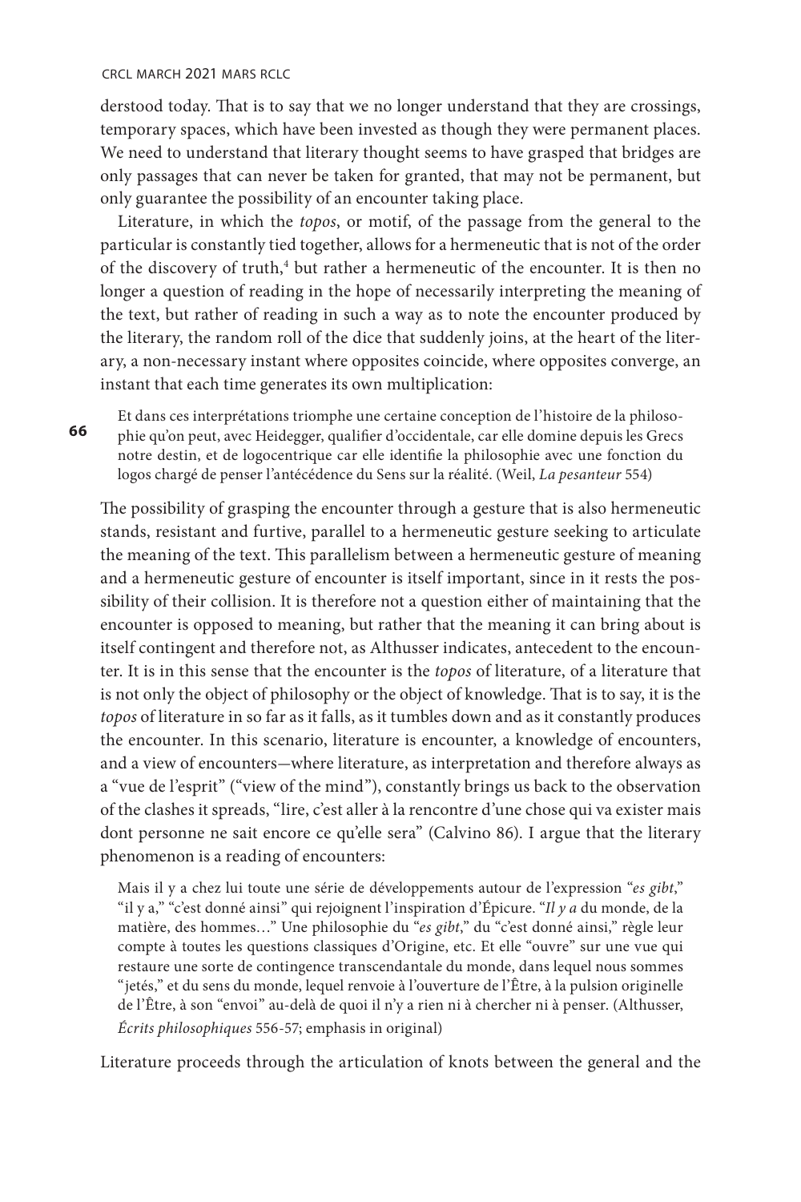derstood today. That is to say that we no longer understand that they are crossings, temporary spaces, which have been invested as though they were permanent places. We need to understand that literary thought seems to have grasped that bridges are only passages that can never be taken for granted, that may not be permanent, but only guarantee the possibility of an encounter taking place.

Literature, in which the *topos*, or motif, of the passage from the general to the particular is constantly tied together, allows for a hermeneutic that is not of the order of the discovery of truth,[4] but rather a hermeneutic of the encounter. It is then no longer a question of reading in the hope of necessarily interpreting the meaning of the text, but rather of reading in such a way as to note the encounter produced by the literary, the random roll of the dice that suddenly joins, at the heart of the literary, a non-necessary instant where opposites coincide, where opposites converge, an instant that each time generates its own multiplication:

> Et dans ces interprétations triomphe une certaine conception de l'histoire de la philosophie qu'on peut, avec Heidegger, qualifier d'occidentale, car elle domine depuis les Grecs notre destin, et de logocentrique car elle identifie la philosophie avec une fonction du logos chargé de penser l'antécédence du Sens sur la réalité. (Weil, *La pesanteur* 554)

The possibility of grasping the encounter through a gesture that is also hermeneutic stands, resistant and furtive, parallel to a hermeneutic gesture seeking to articulate the meaning of the text. This parallelism between a hermeneutic gesture of meaning and a hermeneutic gesture of encounter is itself important, since in it rests the possibility of their collision. It is therefore not a question either of maintaining that the encounter is opposed to meaning, but rather that the meaning it can bring about is itself contingent and therefore not, as Althusser indicates, antecedent to the encounter. It is in this sense that the encounter is the *topos* of literature, of a literature that is not only the object of philosophy or the object of knowledge. That is to say, it is the *topos* of literature in so far as it falls, as it tumbles down and as it constantly produces the encounter. In this scenario, literature is encounter, a knowledge of encounters, and a view of encounters—where literature, as interpretation and therefore always as a "vue de l'esprit" ("view of the mind"), constantly brings us back to the observation of the clashes it spreads, "lire, c'est aller à la rencontre d'une chose qui va exister mais dont personne ne sait encore ce qu'elle sera" (Calvino 86). I argue that the literary phenomenon is a reading of encounters:

> Mais il y a chez lui toute une série de développements autour de l'expression "*es gibt*," "il y a," "c'est donné ainsi" qui rejoignent l'inspiration d'Épicure. "*Il y a* du monde, de la matière, des hommes…" Une philosophie du "*es gibt*," du "c'est donné ainsi," règle leur compte à toutes les questions classiques d'Origine, etc. Et elle "ouvre" sur une vue qui restaure une sorte de contingence transcendantale du monde, dans lequel nous sommes "jetés," et du sens du monde, lequel renvoie à l'ouverture de l'Être, à la pulsion originelle de l'Être, à son "envoi" au-delà de quoi il n'y a rien ni à chercher ni à penser. (Althusser, *Écrits philosophiques* 556-57; emphasis in original)

Literature proceeds through the articulation of knots between the general and the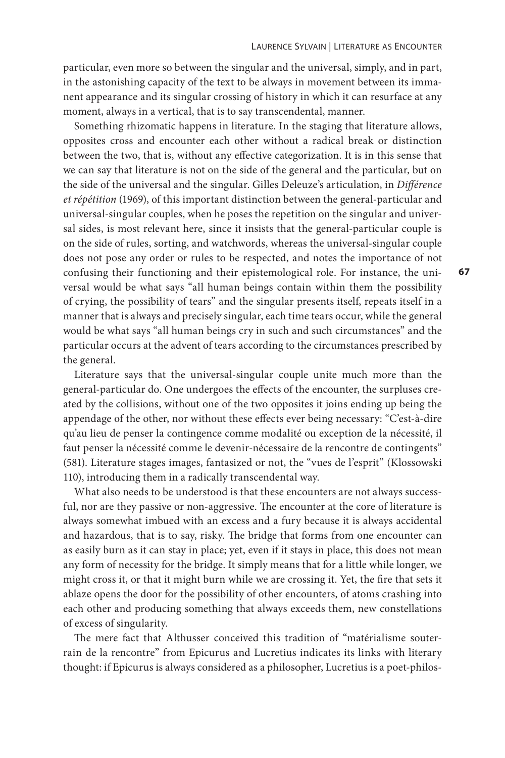particular, even more so between the singular and the universal, simply, and in part, in the astonishing capacity of the text to be always in movement between its immanent appearance and its singular crossing of history in which it can resurface at any moment, always in a vertical, that is to say transcendental, manner.

Something rhizomatic happens in literature. In the staging that literature allows, opposites cross and encounter each other without a radical break or distinction between the two, that is, without any effective categorization. It is in this sense that we can say that literature is not on the side of the general and the particular, but on the side of the universal and the singular. Gilles Deleuze's articulation, in *Différence et répétition* (1969), of this important distinction between the general-particular and universal-singular couples, when he poses the repetition on the singular and universal sides, is most relevant here, since it insists that the general-particular couple is on the side of rules, sorting, and watchwords, whereas the universal-singular couple does not pose any order or rules to be respected, and notes the importance of not confusing their functioning and their epistemological role. For instance, the universal would be what says "all human beings contain within them the possibility of crying, the possibility of tears" and the singular presents itself, repeats itself in a manner that is always and precisely singular, each time tears occur, while the general would be what says "all human beings cry in such and such circumstances" and the particular occurs at the advent of tears according to the circumstances prescribed by the general.

Literature says that the universal-singular couple unite much more than the general-particular do. One undergoes the effects of the encounter, the surpluses created by the collisions, without one of the two opposites it joins ending up being the appendage of the other, nor without these effects ever being necessary: "C'est-à-dire qu'au lieu de penser la contingence comme modalité ou exception de la nécessité, il faut penser la nécessité comme le devenir-nécessaire de la rencontre de contingents" (581). Literature stages images, fantasized or not, the "vues de l'esprit" (Klossowski 110), introducing them in a radically transcendental way.

What also needs to be understood is that these encounters are not always successful, nor are they passive or non-aggressive. The encounter at the core of literature is always somewhat imbued with an excess and a fury because it is always accidental and hazardous, that is to say, risky. The bridge that forms from one encounter can as easily burn as it can stay in place; yet, even if it stays in place, this does not mean any form of necessity for the bridge. It simply means that for a little while longer, we might cross it, or that it might burn while we are crossing it. Yet, the fire that sets it ablaze opens the door for the possibility of other encounters, of atoms crashing into each other and producing something that always exceeds them, new constellations of excess of singularity.

The mere fact that Althusser conceived this tradition of "matérialisme souterrain de la rencontre" from Epicurus and Lucretius indicates its links with literary thought: if Epicurus is always considered as a philosopher, Lucretius is a poet-philos-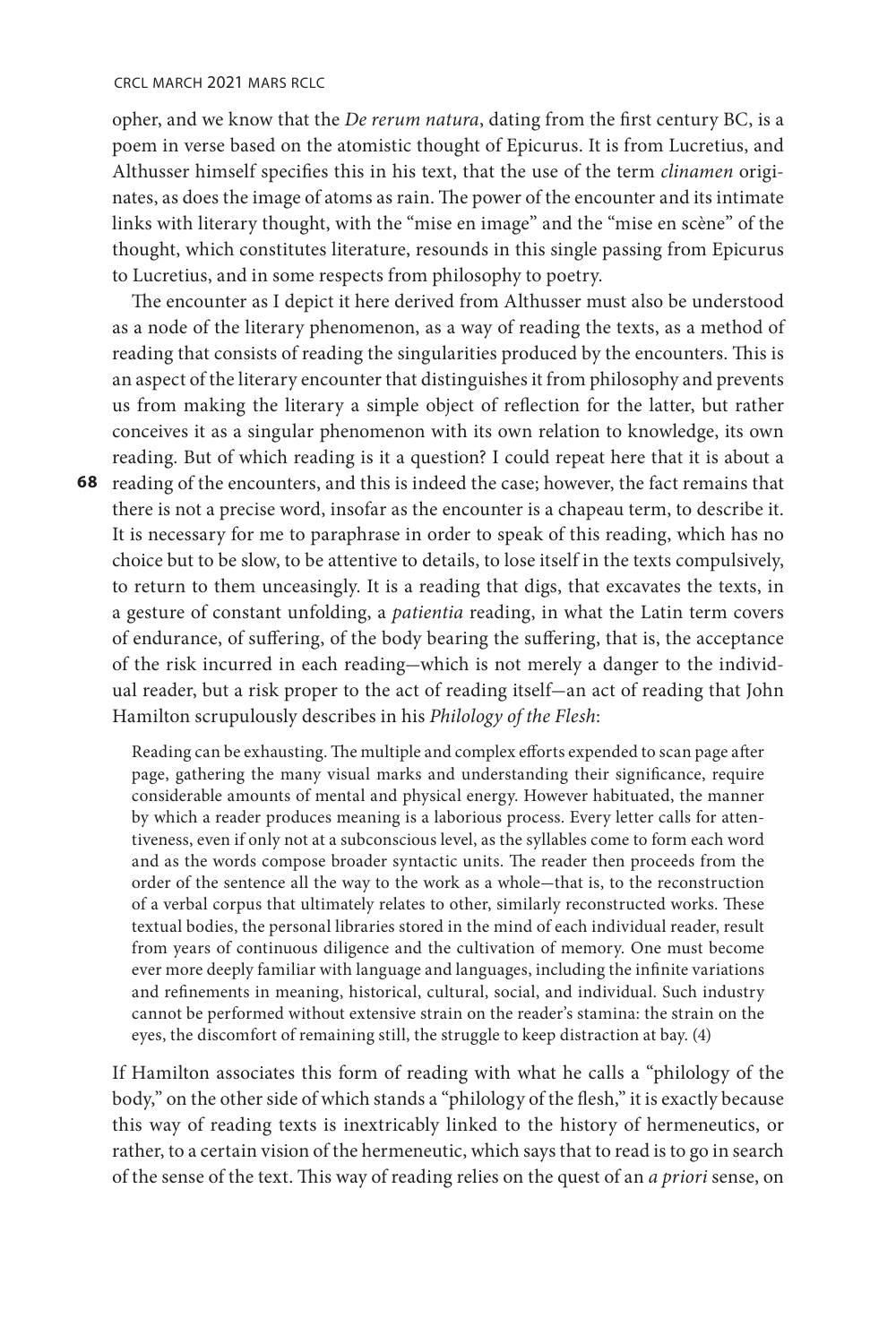opher, and we know that the *De rerum natura*, dating from the first century BC, is a poem in verse based on the atomistic thought of Epicurus. It is from Lucretius, and Althusser himself specifies this in his text, that the use of the term *clinamen* originates, as does the image of atoms as rain. The power of the encounter and its intimate links with literary thought, with the "mise en image" and the "mise en scène" of the thought, which constitutes literature, resounds in this single passing from Epicurus to Lucretius, and in some respects from philosophy to poetry.

The encounter as I depict it here derived from Althusser must also be understood as a node of the literary phenomenon, as a way of reading the texts, as a method of reading that consists of reading the singularities produced by the encounters. This is an aspect of the literary encounter that distinguishes it from philosophy and prevents us from making the literary a simple object of reflection for the latter, but rather conceives it as a singular phenomenon with its own relation to knowledge, its own reading. But of which reading is it a question? I could repeat here that it is about a reading of the encounters, and this is indeed the case; however, the fact remains that there is not a precise word, insofar as the encounter is a chapeau term, to describe it. It is necessary for me to paraphrase in order to speak of this reading, which has no choice but to be slow, to be attentive to details, to lose itself in the texts compulsively, to return to them unceasingly. It is a reading that digs, that excavates the texts, in a gesture of constant unfolding, a *patientia* reading, in what the Latin term covers of endurance, of suffering, of the body bearing the suffering, that is, the acceptance of the risk incurred in each reading—which is not merely a danger to the individual reader, but a risk proper to the act of reading itself—an act of reading that John Hamilton scrupulously describes in his *Philology of the Flesh*:

> Reading can be exhausting. The multiple and complex efforts expended to scan page after page, gathering the many visual marks and understanding their significance, require considerable amounts of mental and physical energy. However habituated, the manner by which a reader produces meaning is a laborious process. Every letter calls for attentiveness, even if only not at a subconscious level, as the syllables come to form each word and as the words compose broader syntactic units. The reader then proceeds from the order of the sentence all the way to the work as a whole—that is, to the reconstruction of a verbal corpus that ultimately relates to other, similarly reconstructed works. These textual bodies, the personal libraries stored in the mind of each individual reader, result from years of continuous diligence and the cultivation of memory. One must become ever more deeply familiar with language and languages, including the infinite variations and refinements in meaning, historical, cultural, social, and individual. Such industry cannot be performed without extensive strain on the reader's stamina: the strain on the eyes, the discomfort of remaining still, the struggle to keep distraction at bay. (4)

If Hamilton associates this form of reading with what he calls a "philology of the body," on the other side of which stands a "philology of the flesh," it is exactly because this way of reading texts is inextricably linked to the history of hermeneutics, or rather, to a certain vision of the hermeneutic, which says that to read is to go in search of the sense of the text. This way of reading relies on the quest of an *a priori* sense, on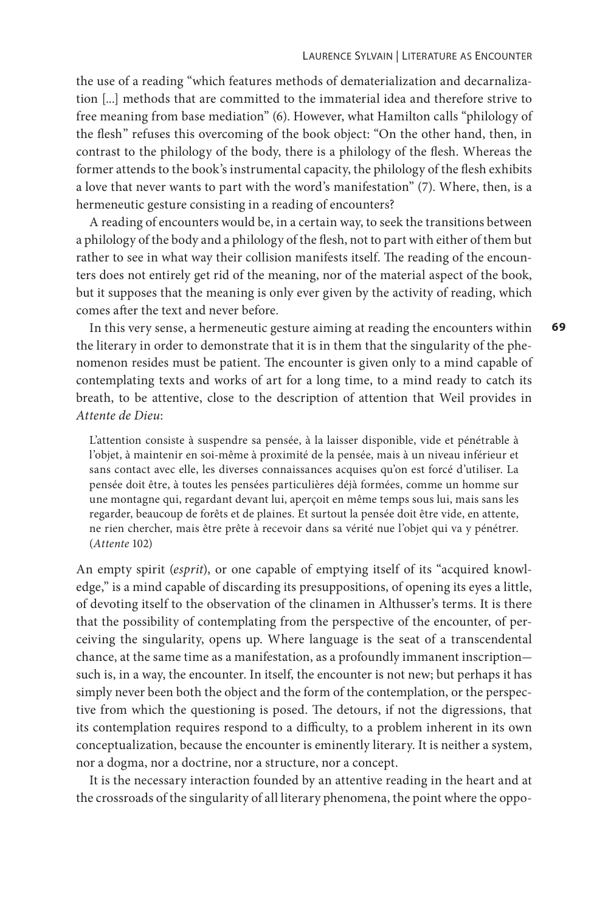the use of a reading "which features methods of dematerialization and decarnalization [...] methods that are committed to the immaterial idea and therefore strive to free meaning from base mediation" (6). However, what Hamilton calls "philology of the flesh" refuses this overcoming of the book object: "On the other hand, then, in contrast to the philology of the body, there is a philology of the flesh. Whereas the former attends to the book's instrumental capacity, the philology of the flesh exhibits a love that never wants to part with the word's manifestation" (7). Where, then, is a hermeneutic gesture consisting in a reading of encounters?

A reading of encounters would be, in a certain way, to seek the transitions between a philology of the body and a philology of the flesh, not to part with either of them but rather to see in what way their collision manifests itself. The reading of the encounters does not entirely get rid of the meaning, nor of the material aspect of the book, but it supposes that the meaning is only ever given by the activity of reading, which comes after the text and never before.

In this very sense, a hermeneutic gesture aiming at reading the encounters within the literary in order to demonstrate that it is in them that the singularity of the phenomenon resides must be patient. The encounter is given only to a mind capable of contemplating texts and works of art for a long time, to a mind ready to catch its breath, to be attentive, close to the description of attention that Weil provides in *Attente de Dieu*:

> L'attention consiste à suspendre sa pensée, à la laisser disponible, vide et pénétrable à l'objet, à maintenir en soi-même à proximité de la pensée, mais à un niveau inférieur et sans contact avec elle, les diverses connaissances acquises qu'on est forcé d'utiliser. La pensée doit être, à toutes les pensées particulières déjà formées, comme un homme sur une montagne qui, regardant devant lui, aperçoit en même temps sous lui, mais sans les regarder, beaucoup de forêts et de plaines. Et surtout la pensée doit être vide, en attente, ne rien chercher, mais être prête à recevoir dans sa vérité nue l'objet qui va y pénétrer. (*Attente* 102)

An empty spirit (*esprit*), or one capable of emptying itself of its "acquired knowledge," is a mind capable of discarding its presuppositions, of opening its eyes a little, of devoting itself to the observation of the clinamen in Althusser's terms. It is there that the possibility of contemplating from the perspective of the encounter, of perceiving the singularity, opens up. Where language is the seat of a transcendental chance, at the same time as a manifestation, as a profoundly immanent inscription—such is, in a way, the encounter. In itself, the encounter is not new; but perhaps it has simply never been both the object and the form of the contemplation, or the perspective from which the questioning is posed. The detours, if not the digressions, that its contemplation requires respond to a difficulty, to a problem inherent in its own conceptualization, because the encounter is eminently literary. It is neither a system, nor a dogma, nor a doctrine, nor a structure, nor a concept.

It is the necessary interaction founded by an attentive reading in the heart and at the crossroads of the singularity of all literary phenomena, the point where the oppo-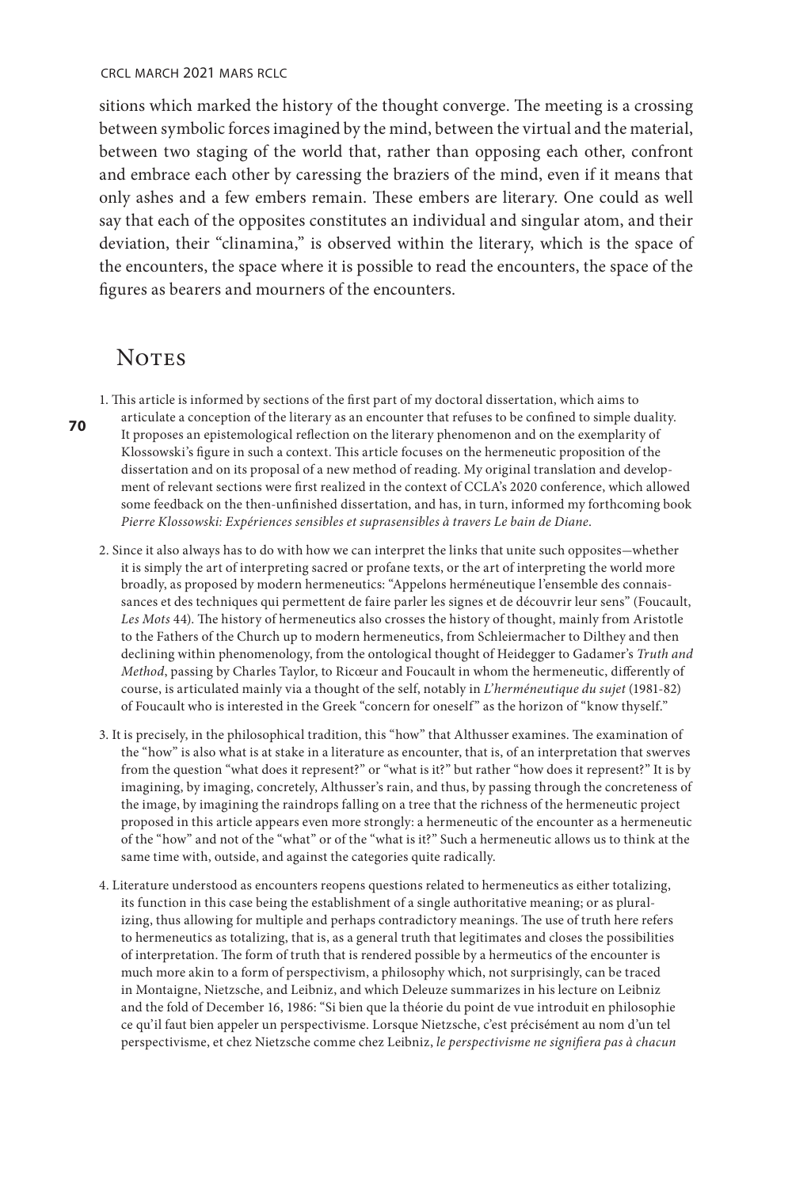sitions which marked the history of the thought converge. The meeting is a crossing between symbolic forces imagined by the mind, between the virtual and the material, between two staging of the world that, rather than opposing each other, confront and embrace each other by caressing the braziers of the mind, even if it means that only ashes and a few embers remain. These embers are literary. One could as well say that each of the opposites constitutes an individual and singular atom, and their deviation, their "clinamina," is observed within the literary, which is the space of the encounters, the space where it is possible to read the encounters, the space of the figures as bearers and mourners of the encounters.

## Notes

1. This article is informed by sections of the first part of my doctoral dissertation, which aims to articulate a conception of the literary as an encounter that refuses to be confined to simple duality. It proposes an epistemological reflection on the literary phenomenon and on the exemplarity of Klossowski's figure in such a context. This article focuses on the hermeneutic proposition of the dissertation and on its proposal of a new method of reading. My original translation and development of relevant sections were first realized in the context of CCLA's 2020 conference, which allowed some feedback on the then-unfinished dissertation, and has, in turn, informed my forthcoming book *Pierre Klossowski: Expériences sensibles et suprasensibles à travers Le bain de Diane*.

2. Since it also always has to do with how we can interpret the links that unite such opposites—whether it is simply the art of interpreting sacred or profane texts, or the art of interpreting the world more broadly, as proposed by modern hermeneutics: "Appelons herméneutique l'ensemble des connaissances et des techniques qui permettent de faire parler les signes et de découvrir leur sens" (Foucault, *Les Mots* 44). The history of hermeneutics also crosses the history of thought, mainly from Aristotle to the Fathers of the Church up to modern hermeneutics, from Schleiermacher to Dilthey and then declining within phenomenology, from the ontological thought of Heidegger to Gadamer's *Truth and Method*, passing by Charles Taylor, to Ricœur and Foucault in whom the hermeneutic, differently of course, is articulated mainly via a thought of the self, notably in *L'herméneutique du sujet* (1981-82) of Foucault who is interested in the Greek "concern for oneself" as the horizon of "know thyself."

3. It is precisely, in the philosophical tradition, this "how" that Althusser examines. The examination of the "how" is also what is at stake in a literature as encounter, that is, of an interpretation that swerves from the question "what does it represent?" or "what is it?" but rather "how does it represent?" It is by imagining, by imaging, concretely, Althusser's rain, and thus, by passing through the concreteness of the image, by imagining the raindrops falling on a tree that the richness of the hermeneutic project proposed in this article appears even more strongly: a hermeneutic of the encounter as a hermeneutic of the "how" and not of the "what" or of the "what is it?" Such a hermeneutic allows us to think at the same time with, outside, and against the categories quite radically.

4. Literature understood as encounters reopens questions related to hermeneutics as either totalizing, its function in this case being the establishment of a single authoritative meaning; or as pluralizing, thus allowing for multiple and perhaps contradictory meanings. The use of truth here refers to hermeneutics as totalizing, that is, as a general truth that legitimates and closes the possibilities of interpretation. The form of truth that is rendered possible by a hermeutics of the encounter is much more akin to a form of perspectivism, a philosophy which, not surprisingly, can be traced in Montaigne, Nietzsche, and Leibniz, and which Deleuze summarizes in his lecture on Leibniz and the fold of December 16, 1986: "Si bien que la théorie du point de vue introduit en philosophie ce qu'il faut bien appeler un perspectivisme. Lorsque Nietzsche, c'est précisément au nom d'un tel perspectivisme, et chez Nietzsche comme chez Leibniz, *le perspectivisme ne signifiera pas à chacun*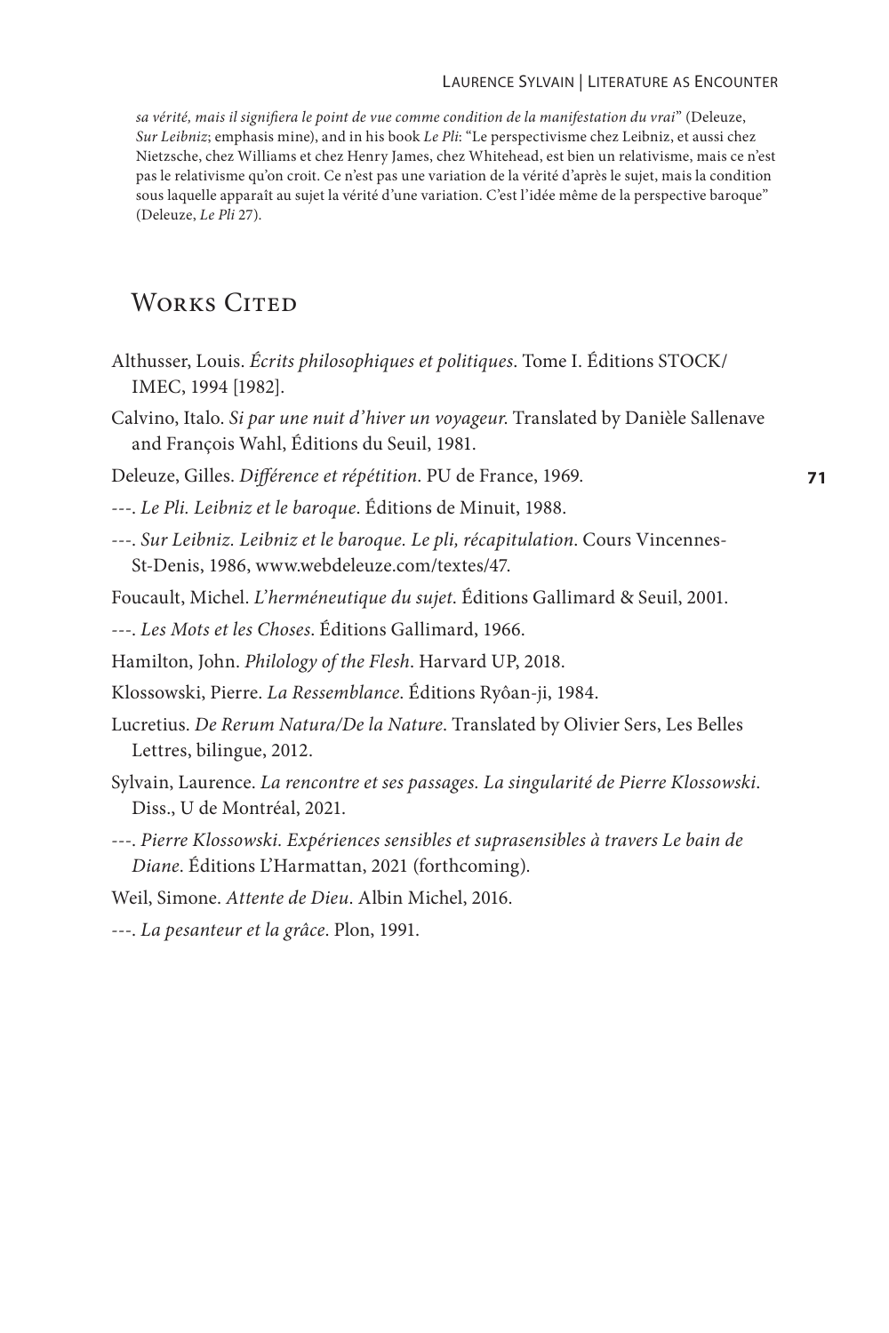*sa vérité, mais il signifiera le point de vue comme condition de la manifestation du vrai*" (Deleuze, *Sur Leibniz*; emphasis mine), and in his book *Le Pli*: "Le perspectivisme chez Leibniz, et aussi chez Nietzsche, chez Williams et chez Henry James, chez Whitehead, est bien un relativisme, mais ce n'est pas le relativisme qu'on croit. Ce n'est pas une variation de la vérité d'après le sujet, mais la condition sous laquelle apparaît au sujet la vérité d'une variation. C'est l'idée même de la perspective baroque" (Deleuze, *Le Pli* 27).

## Works Cited

Althusser, Louis. *Écrits philosophiques et politiques*. Tome I. Éditions STOCK/IMEC, 1994 [1982].

Calvino, Italo. *Si par une nuit d'hiver un voyageur*. Translated by Danièle Sallenave and François Wahl, Éditions du Seuil, 1981.

Deleuze, Gilles. *Différence et répétition*. PU de France, 1969.

---. *Le Pli. Leibniz et le baroque*. Éditions de Minuit, 1988.

---. *Sur Leibniz. Leibniz et le baroque. Le pli, récapitulation*. Cours Vincennes-St-Denis, 1986, www.webdeleuze.com/textes/47.

Foucault, Michel. *L'herméneutique du sujet*. Éditions Gallimard & Seuil, 2001.

---. *Les Mots et les Choses*. Éditions Gallimard, 1966.

Hamilton, John. *Philology of the Flesh*. Harvard UP, 2018.

Klossowski, Pierre. *La Ressemblance*. Éditions Ryôan-ji, 1984.

Lucretius. *De Rerum Natura/De la Nature*. Translated by Olivier Sers, Les Belles Lettres, bilingue, 2012.

Sylvain, Laurence. *La rencontre et ses passages. La singularité de Pierre Klossowski*. Diss., U de Montréal, 2021.

---. *Pierre Klossowski. Expériences sensibles et suprasensibles à travers Le bain de Diane*. Éditions L'Harmattan, 2021 (forthcoming).

Weil, Simone. *Attente de Dieu*. Albin Michel, 2016.

---. *La pesanteur et la grâce*. Plon, 1991.